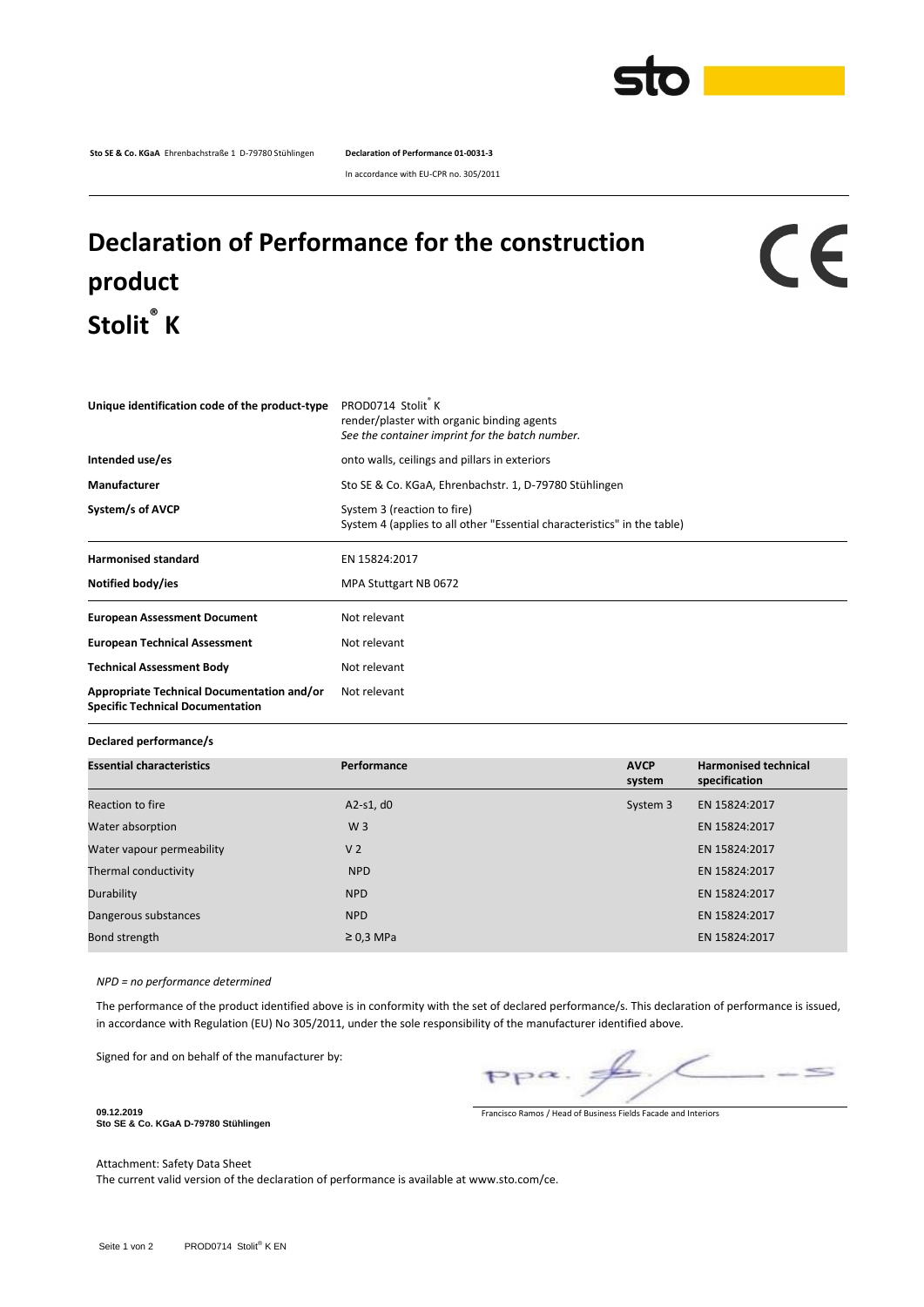**Sto SE & Co. KGaA** Ehrenbachstraße 1 D-79780 Stühlingen **Declaration of Performance 01-0031-3**

In accordance with EU-CPR no. 305/2011

# Declaration of Performance for the construction product Stolit® K

CE

| | |
|---|---|
| **Unique identification code of the product-type** | PROD0714 Stolit® K<br>render/plaster with organic binding agents<br>*See the container imprint for the batch number.* |
| **Intended use/es** | onto walls, ceilings and pillars in exteriors |
| **Manufacturer** | Sto SE & Co. KGaA, Ehrenbachstr. 1, D-79780 Stühlingen |
| **System/s of AVCP** | System 3 (reaction to fire)<br>System 4 (applies to all other "Essential characteristics" in the table) |
| **Harmonised standard** | EN 15824:2017 |
| **Notified body/ies** | MPA Stuttgart NB 0672 |
| **European Assessment Document** | Not relevant |
| **European Technical Assessment** | Not relevant |
| **Technical Assessment Body** | Not relevant |
| **Appropriate Technical Documentation and/or Specific Technical Documentation** | Not relevant |

**Declared performance/s**

| Essential characteristics | Performance | AVCP system | Harmonised technical specification |
|---|---|---|---|
| Reaction to fire | A2-s1, d0 | System 3 | EN 15824:2017 |
| Water absorption | W 3 | | EN 15824:2017 |
| Water vapour permeability | V 2 | | EN 15824:2017 |
| Thermal conductivity | NPD | | EN 15824:2017 |
| Durability | NPD | | EN 15824:2017 |
| Dangerous substances | NPD | | EN 15824:2017 |
| Bond strength | ≥ 0,3 MPa | | EN 15824:2017 |

*NPD = no performance determined*

The performance of the product identified above is in conformity with the set of declared performance/s. This declaration of performance is issued, in accordance with Regulation (EU) No 305/2011, under the sole responsibility of the manufacturer identified above.

Signed for and on behalf of the manufacturer by:

**09.12.2019**
**Sto SE & Co. KGaA D-79780 Stühlingen**

Francisco Ramos / Head of Business Fields Facade and Interiors

Attachment: Safety Data Sheet
The current valid version of the declaration of performance is available at www.sto.com/ce.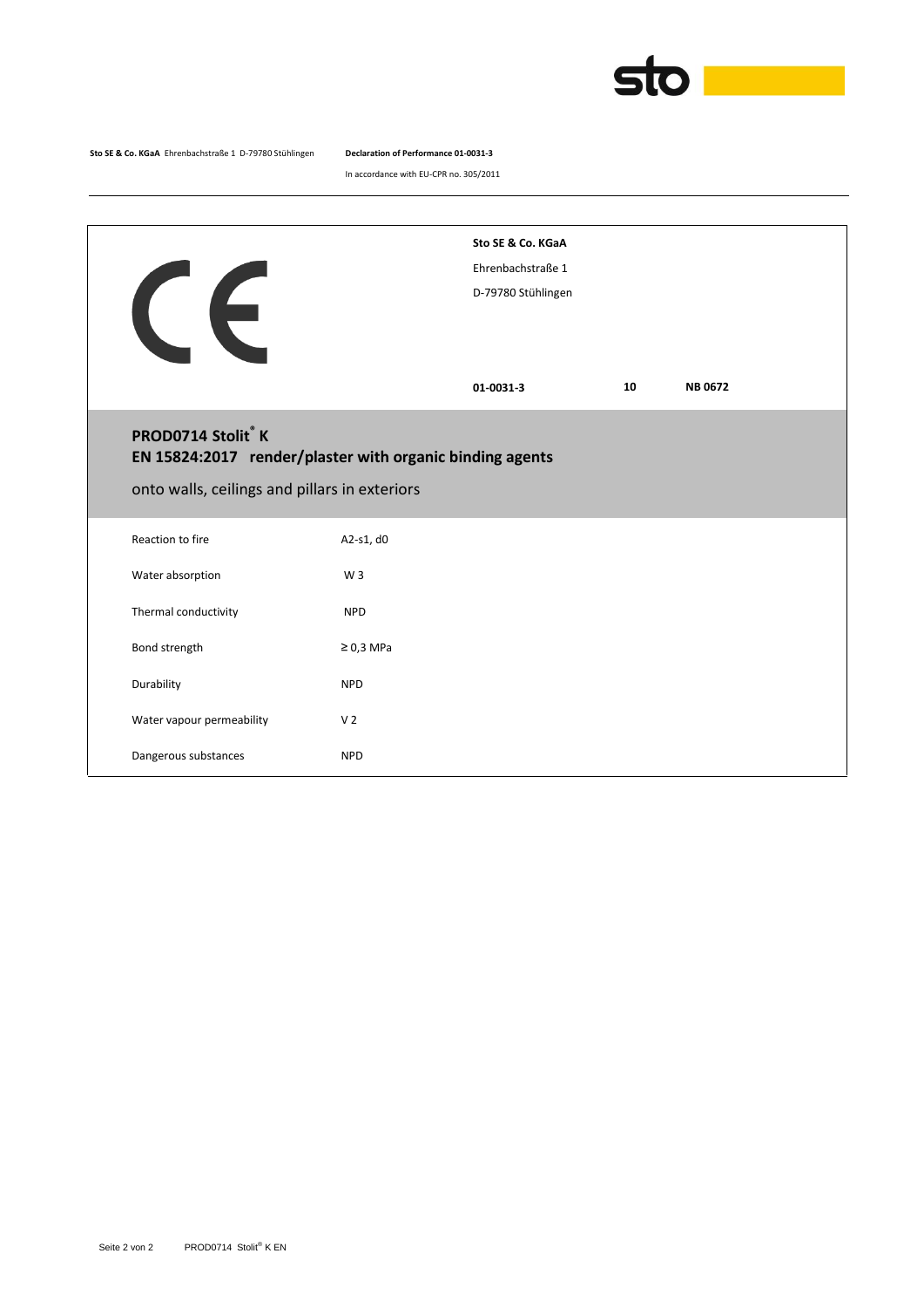**Sto SE & Co. KGaA** Ehrenbachstraße 1 D-79780 Stühlingen **Declaration of Performance 01-0031-3**

In accordance with EU-CPR no. 305/2011

---

**Sto SE & Co. KGaA**

Ehrenbachstraße 1

D-79780 Stühlingen

**01-0031-3** **10** **NB 0672**

## PROD0714 Stolit® K

## EN 15824:2017 render/plaster with organic binding agents

onto walls, ceilings and pillars in exteriors

| | |
|---|---|
| Reaction to fire | A2-s1, d0 |
| Water absorption | W 3 |
| Thermal conductivity | NPD |
| Bond strength | ≥ 0,3 MPa |
| Durability | NPD |
| Water vapour permeability | V 2 |
| Dangerous substances | NPD |